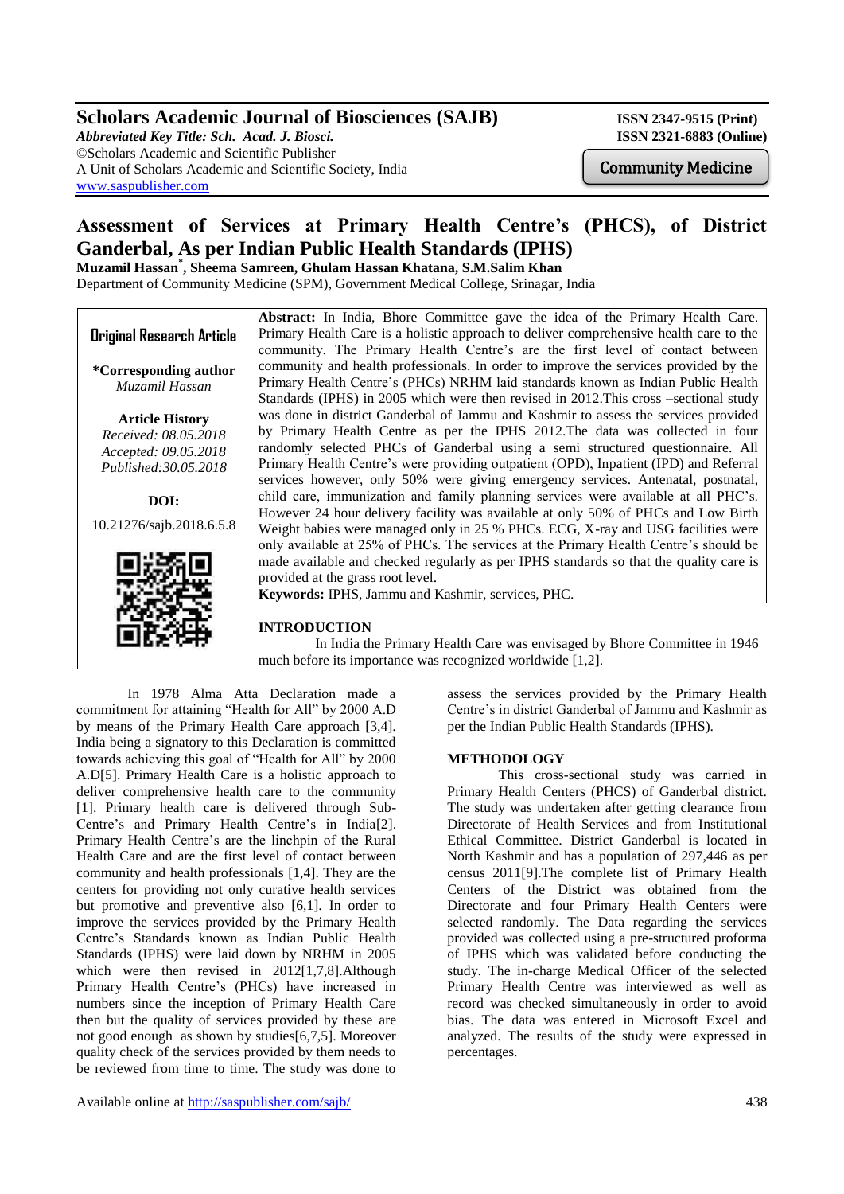# Scholars Academic Journal of Biosciences (SAJB)

*Abbreviated Key Title: Sch. Acad. J. Biosci.*
©Scholars Academic and Scientific Publisher
A Unit of Scholars Academic and Scientific Society, India
www.saspublisher.com

ISSN 2347-9515 (Print)
ISSN 2321-6883 (Online)

Community Medicine

# Assessment of Services at Primary Health Centre's (PHCS), of District Ganderbal, As per Indian Public Health Standards (IPHS)

**Muzamil Hassan\*, Sheema Samreen, Ghulam Hassan Khatana, S.M.Salim Khan**
Department of Community Medicine (SPM), Government Medical College, Srinagar, India

**Original Research Article**

**\*Corresponding author**
*Muzamil Hassan*

**Article History**
*Received: 08.05.2018*
*Accepted: 09.05.2018*
*Published:30.05.2018*

**DOI:**
10.21276/sajb.2018.6.5.8

**Abstract:** In India, Bhore Committee gave the idea of the Primary Health Care. Primary Health Care is a holistic approach to deliver comprehensive health care to the community. The Primary Health Centre's are the first level of contact between community and health professionals. In order to improve the services provided by the Primary Health Centre's (PHCs) NRHM laid standards known as Indian Public Health Standards (IPHS) in 2005 which were then revised in 2012.This cross –sectional study was done in district Ganderbal of Jammu and Kashmir to assess the services provided by Primary Health Centre as per the IPHS 2012.The data was collected in four randomly selected PHCs of Ganderbal using a semi structured questionnaire. All Primary Health Centre's were providing outpatient (OPD), Inpatient (IPD) and Referral services however, only 50% were giving emergency services. Antenatal, postnatal, child care, immunization and family planning services were available at all PHC's. However 24 hour delivery facility was available at only 50% of PHCs and Low Birth Weight babies were managed only in 25 % PHCs. ECG, X-ray and USG facilities were only available at 25% of PHCs. The services at the Primary Health Centre's should be made available and checked regularly as per IPHS standards so that the quality care is provided at the grass root level.

**Keywords:** IPHS, Jammu and Kashmir, services, PHC.

## INTRODUCTION

In India the Primary Health Care was envisaged by Bhore Committee in 1946 much before its importance was recognized worldwide [1,2].

In 1978 Alma Atta Declaration made a commitment for attaining "Health for All" by 2000 A.D by means of the Primary Health Care approach [3,4]. India being a signatory to this Declaration is committed towards achieving this goal of "Health for All" by 2000 A.D[5]. Primary Health Care is a holistic approach to deliver comprehensive health care to the community [1]. Primary health care is delivered through Sub-Centre's and Primary Health Centre's in India[2]. Primary Health Centre's are the linchpin of the Rural Health Care and are the first level of contact between community and health professionals [1,4]. They are the centers for providing not only curative health services but promotive and preventive also [6,1]. In order to improve the services provided by the Primary Health Centre's Standards known as Indian Public Health Standards (IPHS) were laid down by NRHM in 2005 which were then revised in 2012[1,7,8].Although Primary Health Centre's (PHCs) have increased in numbers since the inception of Primary Health Care then but the quality of services provided by these are not good enough as shown by studies[6,7,5]. Moreover quality check of the services provided by them needs to be reviewed from time to time. The study was done to assess the services provided by the Primary Health Centre's in district Ganderbal of Jammu and Kashmir as per the Indian Public Health Standards (IPHS).

## METHODOLOGY

This cross-sectional study was carried in Primary Health Centers (PHCS) of Ganderbal district. The study was undertaken after getting clearance from Directorate of Health Services and from Institutional Ethical Committee. District Ganderbal is located in North Kashmir and has a population of 297,446 as per census 2011[9].The complete list of Primary Health Centers of the District was obtained from the Directorate and four Primary Health Centers were selected randomly. The Data regarding the services provided was collected using a pre-structured proforma of IPHS which was validated before conducting the study. The in-charge Medical Officer of the selected Primary Health Centre was interviewed as well as record was checked simultaneously in order to avoid bias. The data was entered in Microsoft Excel and analyzed. The results of the study were expressed in percentages.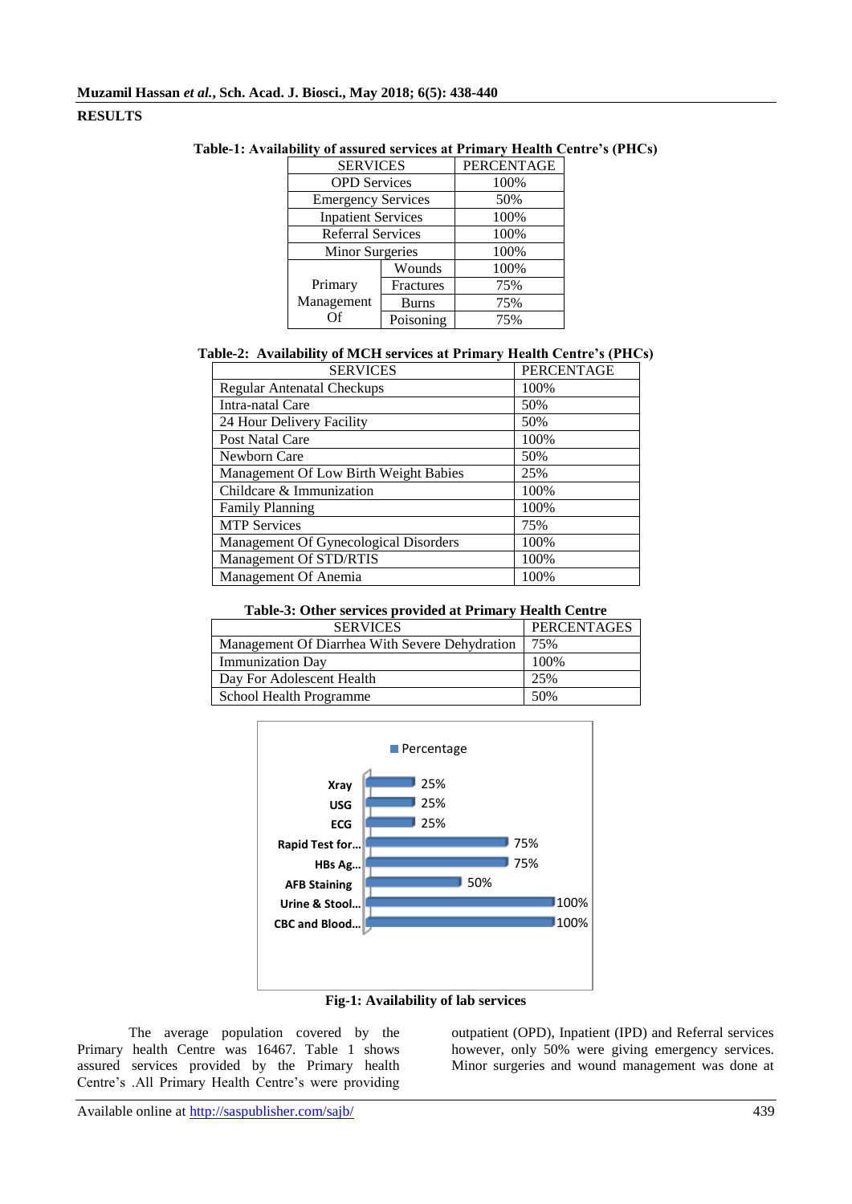## RESULTS

**Table-1: Availability of assured services at Primary Health Centre's (PHCs)**

| SERVICES | | PERCENTAGE |
|---|---|---|
| OPD Services | | 100% |
| Emergency Services | | 50% |
| Inpatient Services | | 100% |
| Referral Services | | 100% |
| Minor Surgeries | | 100% |
| Primary Management Of | Wounds | 100% |
| | Fractures | 75% |
| | Burns | 75% |
| | Poisoning | 75% |

**Table-2: Availability of MCH services at Primary Health Centre's (PHCs)**

| SERVICES | PERCENTAGE |
|---|---|
| Regular Antenatal Checkups | 100% |
| Intra-natal Care | 50% |
| 24 Hour Delivery Facility | 50% |
| Post Natal Care | 100% |
| Newborn Care | 50% |
| Management Of Low Birth Weight Babies | 25% |
| Childcare & Immunization | 100% |
| Family Planning | 100% |
| MTP Services | 75% |
| Management Of Gynecological Disorders | 100% |
| Management Of STD/RTIS | 100% |
| Management Of Anemia | 100% |

**Table-3: Other services provided at Primary Health Centre**

| SERVICES | PERCENTAGES |
|---|---|
| Management Of Diarrhea With Severe Dehydration | 75% |
| Immunization Day | 100% |
| Day For Adolescent Health | 25% |
| School Health Programme | 50% |

| Lab service | Percentage |
|---|---|
| Xray | 25% |
| USG | 25% |
| ECG | 25% |
| Rapid Test for... | 75% |
| HBs Ag... | 75% |
| AFB Staining | 50% |
| Urine & Stool... | 100% |
| CBC and Blood... | 100% |

**Fig-1: Availability of lab services**

The average population covered by the Primary health Centre was 16467. Table 1 shows assured services provided by the Primary health Centre's .All Primary Health Centre's were providing outpatient (OPD), Inpatient (IPD) and Referral services however, only 50% were giving emergency services. Minor surgeries and wound management was done at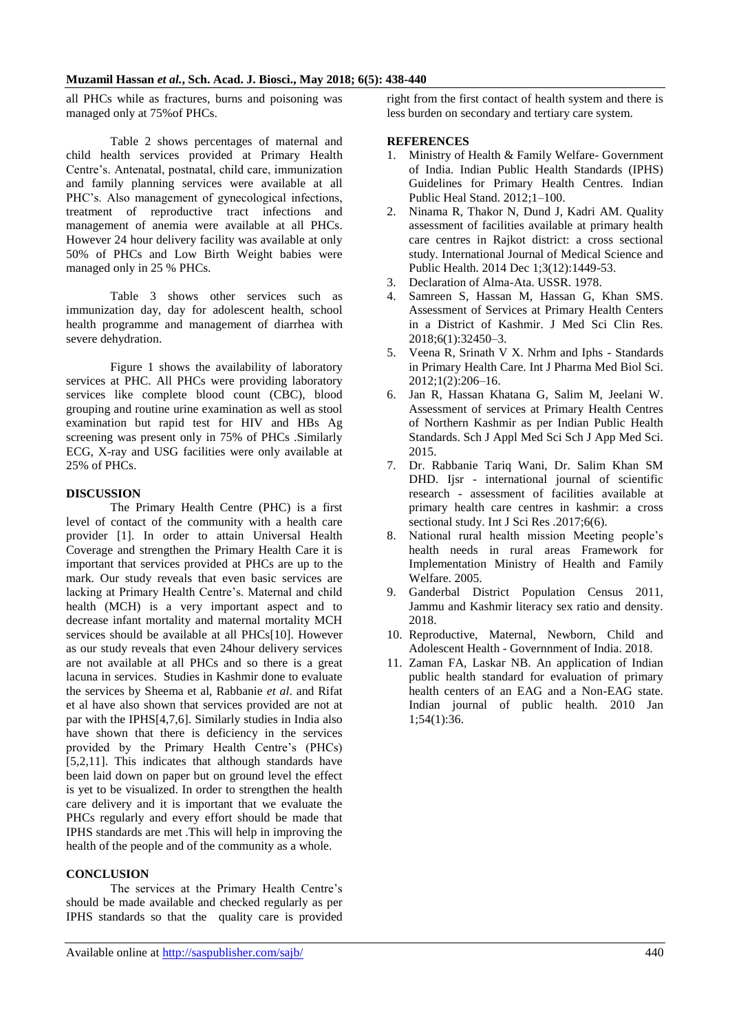all PHCs while as fractures, burns and poisoning was managed only at 75%of PHCs.

Table 2 shows percentages of maternal and child health services provided at Primary Health Centre's. Antenatal, postnatal, child care, immunization and family planning services were available at all PHC's. Also management of gynecological infections, treatment of reproductive tract infections and management of anemia were available at all PHCs. However 24 hour delivery facility was available at only 50% of PHCs and Low Birth Weight babies were managed only in 25 % PHCs.

Table 3 shows other services such as immunization day, day for adolescent health, school health programme and management of diarrhea with severe dehydration.

Figure 1 shows the availability of laboratory services at PHC. All PHCs were providing laboratory services like complete blood count (CBC), blood grouping and routine urine examination as well as stool examination but rapid test for HIV and HBs Ag screening was present only in 75% of PHCs .Similarly ECG, X-ray and USG facilities were only available at 25% of PHCs.

## DISCUSSION

The Primary Health Centre (PHC) is a first level of contact of the community with a health care provider [1]. In order to attain Universal Health Coverage and strengthen the Primary Health Care it is important that services provided at PHCs are up to the mark. Our study reveals that even basic services are lacking at Primary Health Centre's. Maternal and child health (MCH) is a very important aspect and to decrease infant mortality and maternal mortality MCH services should be available at all PHCs[10]. However as our study reveals that even 24hour delivery services are not available at all PHCs and so there is a great lacuna in services. Studies in Kashmir done to evaluate the services by Sheema et al, Rabbanie *et al*. and Rifat et al have also shown that services provided are not at par with the IPHS[4,7,6]. Similarly studies in India also have shown that there is deficiency in the services provided by the Primary Health Centre's (PHCs) [5,2,11]. This indicates that although standards have been laid down on paper but on ground level the effect is yet to be visualized. In order to strengthen the health care delivery and it is important that we evaluate the PHCs regularly and every effort should be made that IPHS standards are met .This will help in improving the health of the people and of the community as a whole.

## CONCLUSION

The services at the Primary Health Centre's should be made available and checked regularly as per IPHS standards so that the quality care is provided right from the first contact of health system and there is less burden on secondary and tertiary care system.

## REFERENCES

1. Ministry of Health & Family Welfare- Government of India. Indian Public Health Standards (IPHS) Guidelines for Primary Health Centres. Indian Public Heal Stand. 2012;1–100.
2. Ninama R, Thakor N, Dund J, Kadri AM. Quality assessment of facilities available at primary health care centres in Rajkot district: a cross sectional study. International Journal of Medical Science and Public Health. 2014 Dec 1;3(12):1449-53.
3. Declaration of Alma-Ata. USSR. 1978.
4. Samreen S, Hassan M, Hassan G, Khan SMS. Assessment of Services at Primary Health Centers in a District of Kashmir. J Med Sci Clin Res. 2018;6(1):32450–3.
5. Veena R, Srinath V X. Nrhm and Iphs - Standards in Primary Health Care. Int J Pharma Med Biol Sci. 2012;1(2):206–16.
6. Jan R, Hassan Khatana G, Salim M, Jeelani W. Assessment of services at Primary Health Centres of Northern Kashmir as per Indian Public Health Standards. Sch J Appl Med Sci Sch J App Med Sci. 2015.
7. Dr. Rabbanie Tariq Wani, Dr. Salim Khan SM DHD. Ijsr - international journal of scientific research - assessment of facilities available at primary health care centres in kashmir: a cross sectional study. Int J Sci Res .2017;6(6).
8. National rural health mission Meeting people's health needs in rural areas Framework for Implementation Ministry of Health and Family Welfare. 2005.
9. Ganderbal District Population Census 2011, Jammu and Kashmir literacy sex ratio and density. 2018.
10. Reproductive, Maternal, Newborn, Child and Adolescent Health - Governnment of India. 2018.
11. Zaman FA, Laskar NB. An application of Indian public health standard for evaluation of primary health centers of an EAG and a Non-EAG state. Indian journal of public health. 2010 Jan 1;54(1):36.